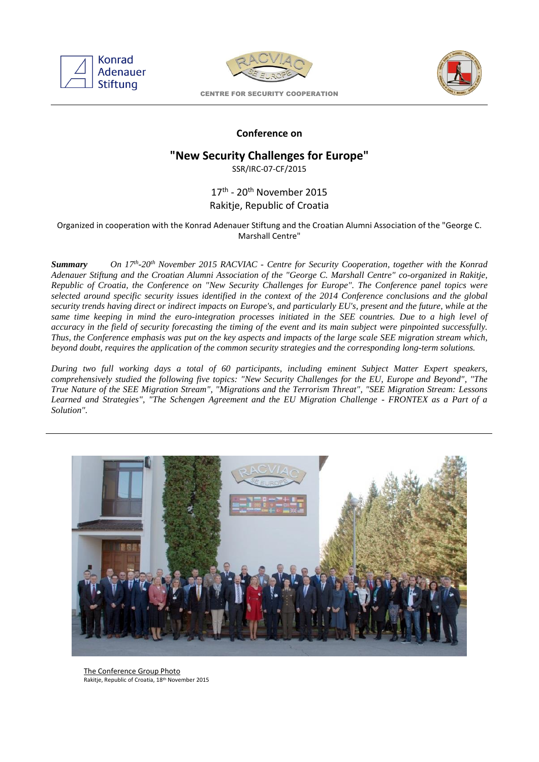Konrad Adenauer Stiftung

CENTRE FOR SECURITY COOPERATION

## Conference on

# "New Security Challenges for Europe"

SSR/IRC-07-CF/2015

17th - 20th November 2015
Rakitje, Republic of Croatia

Organized in cooperation with the Konrad Adenauer Stiftung and the Croatian Alumni Association of the "George C. Marshall Centre"

***Summary*** *On 17th-20th November 2015 RACVIAC - Centre for Security Cooperation, together with the Konrad Adenauer Stiftung and the Croatian Alumni Association of the "George C. Marshall Centre" co-organized in Rakitje, Republic of Croatia, the Conference on "New Security Challenges for Europe". The Conference panel topics were selected around specific security issues identified in the context of the 2014 Conference conclusions and the global security trends having direct or indirect impacts on Europe's, and particularly EU's, present and the future, while at the same time keeping in mind the euro-integration processes initiated in the SEE countries. Due to a high level of accuracy in the field of security forecasting the timing of the event and its main subject were pinpointed successfully. Thus, the Conference emphasis was put on the key aspects and impacts of the large scale SEE migration stream which, beyond doubt, requires the application of the common security strategies and the corresponding long-term solutions.*

*During two full working days a total of 60 participants, including eminent Subject Matter Expert speakers, comprehensively studied the following five topics: "New Security Challenges for the EU, Europe and Beyond", "The True Nature of the SEE Migration Stream", "Migrations and the Terrorism Threat", "SEE Migration Stream: Lessons Learned and Strategies", "The Schengen Agreement and the EU Migration Challenge - FRONTEX as a Part of a Solution".*

---

The Conference Group Photo
Rakitje, Republic of Croatia, 18th November 2015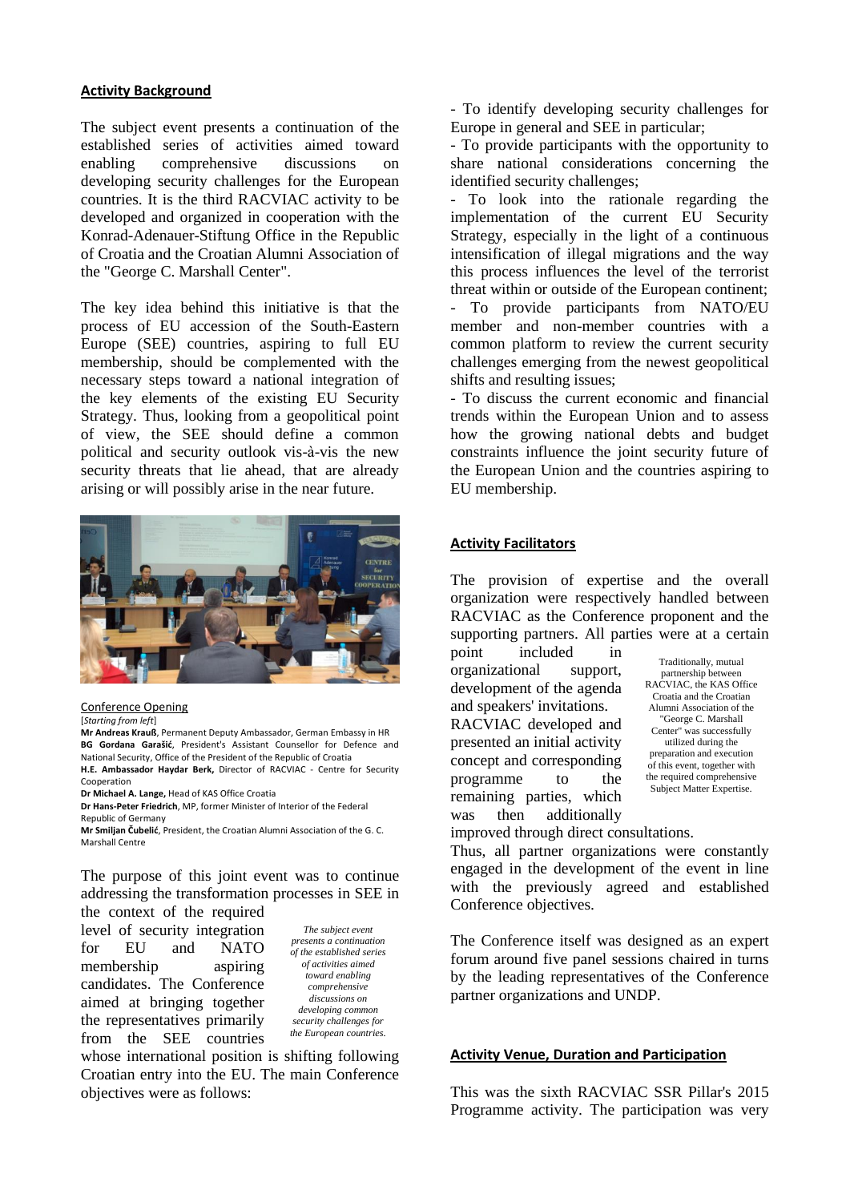## Activity Background

The subject event presents a continuation of the established series of activities aimed toward enabling comprehensive discussions on developing security challenges for the European countries. It is the third RACVIAC activity to be developed and organized in cooperation with the Konrad-Adenauer-Stiftung Office in the Republic of Croatia and the Croatian Alumni Association of the "George C. Marshall Center".

The key idea behind this initiative is that the process of EU accession of the South-Eastern Europe (SEE) countries, aspiring to full EU membership, should be complemented with the necessary steps toward a national integration of the key elements of the existing EU Security Strategy. Thus, looking from a geopolitical point of view, the SEE should define a common political and security outlook vis-à-vis the new security threats that lie ahead, that are already arising or will possibly arise in the near future.

Conference Opening
[*Starting from left*]
**Mr Andreas Krauß**, Permanent Deputy Ambassador, German Embassy in HR
**BG Gordana Garašić**, President's Assistant Counsellor for Defence and National Security, Office of the President of the Republic of Croatia
**H.E. Ambassador Haydar Berk,** Director of RACVIAC - Centre for Security Cooperation
**Dr Michael A. Lange,** Head of KAS Office Croatia
**Dr Hans-Peter Friedrich**, MP, former Minister of Interior of the Federal Republic of Germany
**Mr Smiljan Čubelić**, President, the Croatian Alumni Association of the G. C. Marshall Centre

The purpose of this joint event was to continue addressing the transformation processes in SEE in the context of the required level of security integration for EU and NATO membership aspiring candidates. The Conference aimed at bringing together the representatives primarily from the SEE countries whose international position is shifting following Croatian entry into the EU. The main Conference objectives were as follows:

*The subject event presents a continuation of the established series of activities aimed toward enabling comprehensive discussions on developing common security challenges for the European countries.*

- To identify developing security challenges for Europe in general and SEE in particular;
- To provide participants with the opportunity to share national considerations concerning the identified security challenges;
- To look into the rationale regarding the implementation of the current EU Security Strategy, especially in the light of a continuous intensification of illegal migrations and the way this process influences the level of the terrorist threat within or outside of the European continent;
- To provide participants from NATO/EU member and non-member countries with a common platform to review the current security challenges emerging from the newest geopolitical shifts and resulting issues;
- To discuss the current economic and financial trends within the European Union and to assess how the growing national debts and budget constraints influence the joint security future of the European Union and the countries aspiring to EU membership.

## Activity Facilitators

The provision of expertise and the overall organization were respectively handled between RACVIAC as the Conference proponent and the supporting partners. All parties were at a certain point included in organizational support, development of the agenda and speakers' invitations. RACVIAC developed and presented an initial activity concept and corresponding programme to the remaining parties, which was then additionally improved through direct consultations. Thus, all partner organizations were constantly engaged in the development of the event in line with the previously agreed and established Conference objectives.

Traditionally, mutual partnership between RACVIAC, the KAS Office Croatia and the Croatian Alumni Association of the "George C. Marshall Center" was successfully utilized during the preparation and execution of this event, together with the required comprehensive Subject Matter Expertise.

The Conference itself was designed as an expert forum around five panel sessions chaired in turns by the leading representatives of the Conference partner organizations and UNDP.

## Activity Venue, Duration and Participation

This was the sixth RACVIAC SSR Pillar's 2015 Programme activity. The participation was very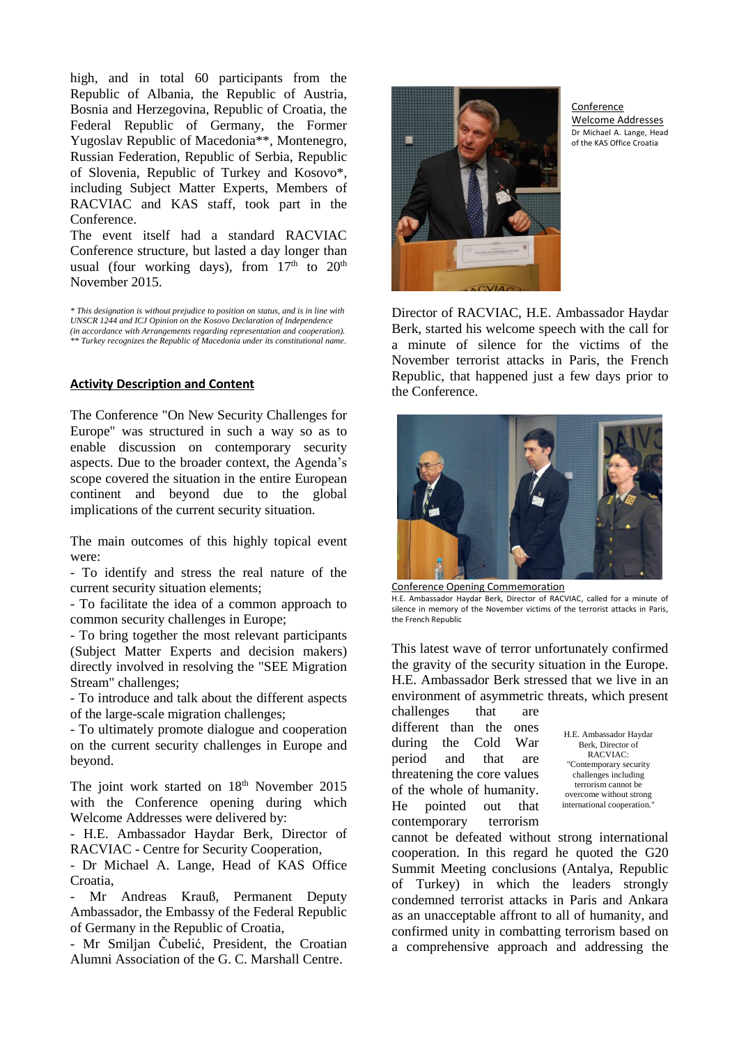high, and in total 60 participants from the Republic of Albania, the Republic of Austria, Bosnia and Herzegovina, Republic of Croatia, the Federal Republic of Germany, the Former Yugoslav Republic of Macedonia**, Montenegro, Russian Federation, Republic of Serbia, Republic of Slovenia, Republic of Turkey and Kosovo*, including Subject Matter Experts, Members of RACVIAC and KAS staff, took part in the Conference.

The event itself had a standard RACVIAC Conference structure, but lasted a day longer than usual (four working days), from 17th to 20th November 2015.

*\* This designation is without prejudice to position on status, and is in line with UNSCR 1244 and ICJ Opinion on the Kosovo Declaration of Independence (in accordance with Arrangements regarding representation and cooperation).*
*\*\* Turkey recognizes the Republic of Macedonia under its constitutional name.*

## Activity Description and Content

The Conference "On New Security Challenges for Europe" was structured in such a way so as to enable discussion on contemporary security aspects. Due to the broader context, the Agenda's scope covered the situation in the entire European continent and beyond due to the global implications of the current security situation.

The main outcomes of this highly topical event were:

- To identify and stress the real nature of the current security situation elements;
- To facilitate the idea of a common approach to common security challenges in Europe;
- To bring together the most relevant participants (Subject Matter Experts and decision makers) directly involved in resolving the "SEE Migration Stream" challenges;
- To introduce and talk about the different aspects of the large-scale migration challenges;
- To ultimately promote dialogue and cooperation on the current security challenges in Europe and beyond.

The joint work started on 18th November 2015 with the Conference opening during which Welcome Addresses were delivered by:

- H.E. Ambassador Haydar Berk, Director of RACVIAC - Centre for Security Cooperation,
- Dr Michael A. Lange, Head of KAS Office Croatia,
- Mr Andreas Krauß, Permanent Deputy Ambassador, the Embassy of the Federal Republic of Germany in the Republic of Croatia,
- Mr Smiljan Čubelić, President, the Croatian Alumni Association of the G. C. Marshall Centre.

Conference Welcome Addresses
Dr Michael A. Lange, Head of the KAS Office Croatia

Director of RACVIAC, H.E. Ambassador Haydar Berk, started his welcome speech with the call for a minute of silence for the victims of the November terrorist attacks in Paris, the French Republic, that happened just a few days prior to the Conference.

Conference Opening Commemoration
H.E. Ambassador Haydar Berk, Director of RACVIAC, called for a minute of silence in memory of the November victims of the terrorist attacks in Paris, the French Republic

This latest wave of terror unfortunately confirmed the gravity of the security situation in the Europe. H.E. Ambassador Berk stressed that we live in an environment of asymmetric threats, which present challenges that are different than the ones during the Cold War period and that are threatening the core values of the whole of humanity. He pointed out that contemporary terrorism cannot be defeated without strong international cooperation. In this regard he quoted the G20 Summit Meeting conclusions (Antalya, Republic of Turkey) in which the leaders strongly condemned terrorist attacks in Paris and Ankara as an unacceptable affront to all of humanity, and confirmed unity in combatting terrorism based on a comprehensive approach and addressing the

H.E. Ambassador Haydar Berk, Director of RACVIAC: "Contemporary security challenges including terrorism cannot be overcome without strong international cooperation."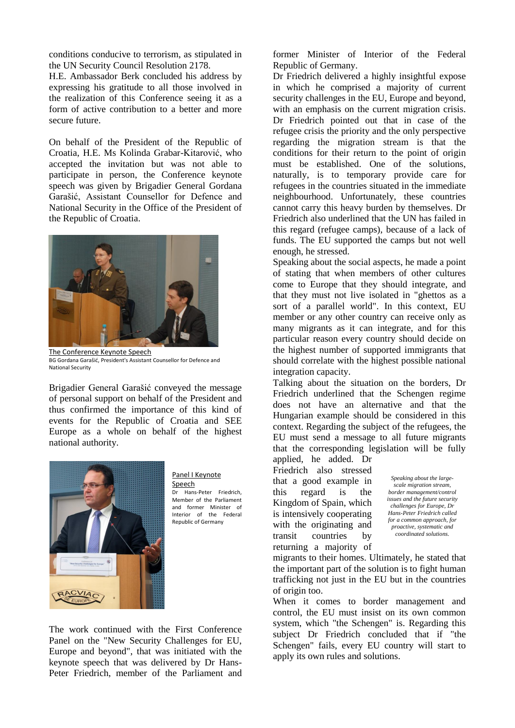conditions conducive to terrorism, as stipulated in the UN Security Council Resolution 2178.

H.E. Ambassador Berk concluded his address by expressing his gratitude to all those involved in the realization of this Conference seeing it as a form of active contribution to a better and more secure future.

On behalf of the President of the Republic of Croatia, H.E. Ms Kolinda Grabar-Kitarović, who accepted the invitation but was not able to participate in person, the Conference keynote speech was given by Brigadier General Gordana Garašić, Assistant Counsellor for Defence and National Security in the Office of the President of the Republic of Croatia.

The Conference Keynote Speech
BG Gordana Garašić, President's Assistant Counsellor for Defence and National Security

Brigadier General Garašić conveyed the message of personal support on behalf of the President and thus confirmed the importance of this kind of events for the Republic of Croatia and SEE Europe as a whole on behalf of the highest national authority.

Panel I Keynote Speech
Dr Hans-Peter Friedrich, Member of the Parliament and former Minister of Interior of the Federal Republic of Germany

The work continued with the First Conference Panel on the "New Security Challenges for EU, Europe and beyond", that was initiated with the keynote speech that was delivered by Dr Hans-Peter Friedrich, member of the Parliament and former Minister of Interior of the Federal Republic of Germany.

Dr Friedrich delivered a highly insightful expose in which he comprised a majority of current security challenges in the EU, Europe and beyond, with an emphasis on the current migration crisis. Dr Friedrich pointed out that in case of the refugee crisis the priority and the only perspective regarding the migration stream is that the conditions for their return to the point of origin must be established. One of the solutions, naturally, is to temporary provide care for refugees in the countries situated in the immediate neighbourhood. Unfortunately, these countries cannot carry this heavy burden by themselves. Dr Friedrich also underlined that the UN has failed in this regard (refugee camps), because of a lack of funds. The EU supported the camps but not well enough, he stressed.

Speaking about the social aspects, he made a point of stating that when members of other cultures come to Europe that they should integrate, and that they must not live isolated in "ghettos as a sort of a parallel world". In this context, EU member or any other country can receive only as many migrants as it can integrate, and for this particular reason every country should decide on the highest number of supported immigrants that should correlate with the highest possible national integration capacity.

Talking about the situation on the borders, Dr Friedrich underlined that the Schengen regime does not have an alternative and that the Hungarian example should be considered in this context. Regarding the subject of the refugees, the EU must send a message to all future migrants that the corresponding legislation will be fully applied, he added. Dr Friedrich also stressed that a good example in this regard is the Kingdom of Spain, which is intensively cooperating with the originating and transit countries by returning a majority of migrants to their homes. Ultimately, he stated that the important part of the solution is to fight human trafficking not just in the EU but in the countries of origin too.

*Speaking about the large-scale migration stream, border management/control issues and the future security challenges for Europe, Dr Hans-Peter Friedrich called for a common approach, for proactive, systematic and coordinated solutions.*

When it comes to border management and control, the EU must insist on its own common system, which "the Schengen" is. Regarding this subject Dr Friedrich concluded that if "the Schengen" fails, every EU country will start to apply its own rules and solutions.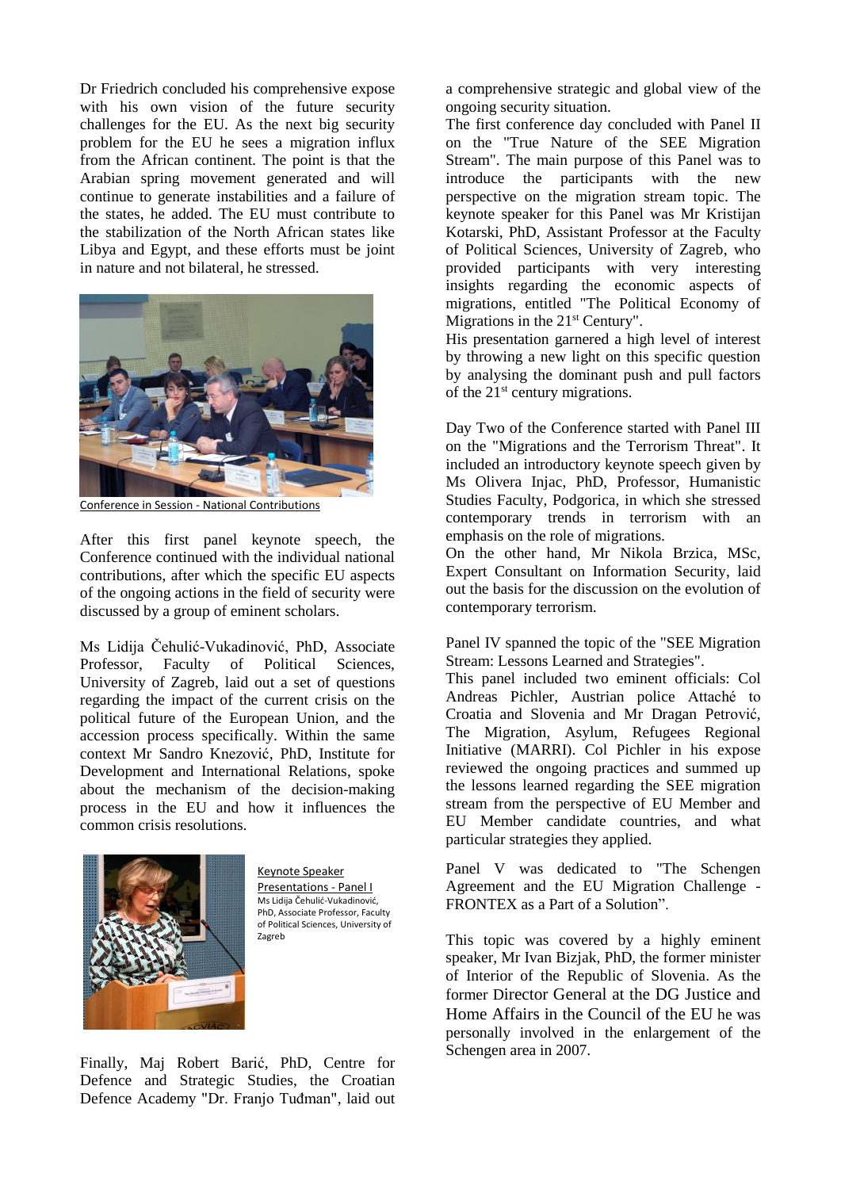Dr Friedrich concluded his comprehensive expose with his own vision of the future security challenges for the EU. As the next big security problem for the EU he sees a migration influx from the African continent. The point is that the Arabian spring movement generated and will continue to generate instabilities and a failure of the states, he added. The EU must contribute to the stabilization of the North African states like Libya and Egypt, and these efforts must be joint in nature and not bilateral, he stressed.

Conference in Session - National Contributions

After this first panel keynote speech, the Conference continued with the individual national contributions, after which the specific EU aspects of the ongoing actions in the field of security were discussed by a group of eminent scholars.

Ms Lidija Čehulić-Vukadinović, PhD, Associate Professor, Faculty of Political Sciences, University of Zagreb, laid out a set of questions regarding the impact of the current crisis on the political future of the European Union, and the accession process specifically. Within the same context Mr Sandro Knezović, PhD, Institute for Development and International Relations, spoke about the mechanism of the decision-making process in the EU and how it influences the common crisis resolutions.

Keynote Speaker Presentations - Panel I
Ms Lidija Čehulić-Vukadinović, PhD, Associate Professor, Faculty of Political Sciences, University of Zagreb

Finally, Maj Robert Barić, PhD, Centre for Defence and Strategic Studies, the Croatian Defence Academy "Dr. Franjo Tuđman", laid out a comprehensive strategic and global view of the ongoing security situation.

The first conference day concluded with Panel II on the "True Nature of the SEE Migration Stream". The main purpose of this Panel was to introduce the participants with the new perspective on the migration stream topic. The keynote speaker for this Panel was Mr Kristijan Kotarski, PhD, Assistant Professor at the Faculty of Political Sciences, University of Zagreb, who provided participants with very interesting insights regarding the economic aspects of migrations, entitled "The Political Economy of Migrations in the 21st Century".

His presentation garnered a high level of interest by throwing a new light on this specific question by analysing the dominant push and pull factors of the 21st century migrations.

Day Two of the Conference started with Panel III on the "Migrations and the Terrorism Threat". It included an introductory keynote speech given by Ms Olivera Injac, PhD, Professor, Humanistic Studies Faculty, Podgorica, in which she stressed contemporary trends in terrorism with an emphasis on the role of migrations.

On the other hand, Mr Nikola Brzica, MSc, Expert Consultant on Information Security, laid out the basis for the discussion on the evolution of contemporary terrorism.

Panel IV spanned the topic of the "SEE Migration Stream: Lessons Learned and Strategies".

This panel included two eminent officials: Col Andreas Pichler, Austrian police Attaché to Croatia and Slovenia and Mr Dragan Petrović, The Migration, Asylum, Refugees Regional Initiative (MARRI). Col Pichler in his expose reviewed the ongoing practices and summed up the lessons learned regarding the SEE migration stream from the perspective of EU Member and EU Member candidate countries, and what particular strategies they applied.

Panel V was dedicated to "The Schengen Agreement and the EU Migration Challenge - FRONTEX as a Part of a Solution".

This topic was covered by a highly eminent speaker, Mr Ivan Bizjak, PhD, the former minister of Interior of the Republic of Slovenia. As the former Director General at the DG Justice and Home Affairs in the Council of the EU he was personally involved in the enlargement of the Schengen area in 2007.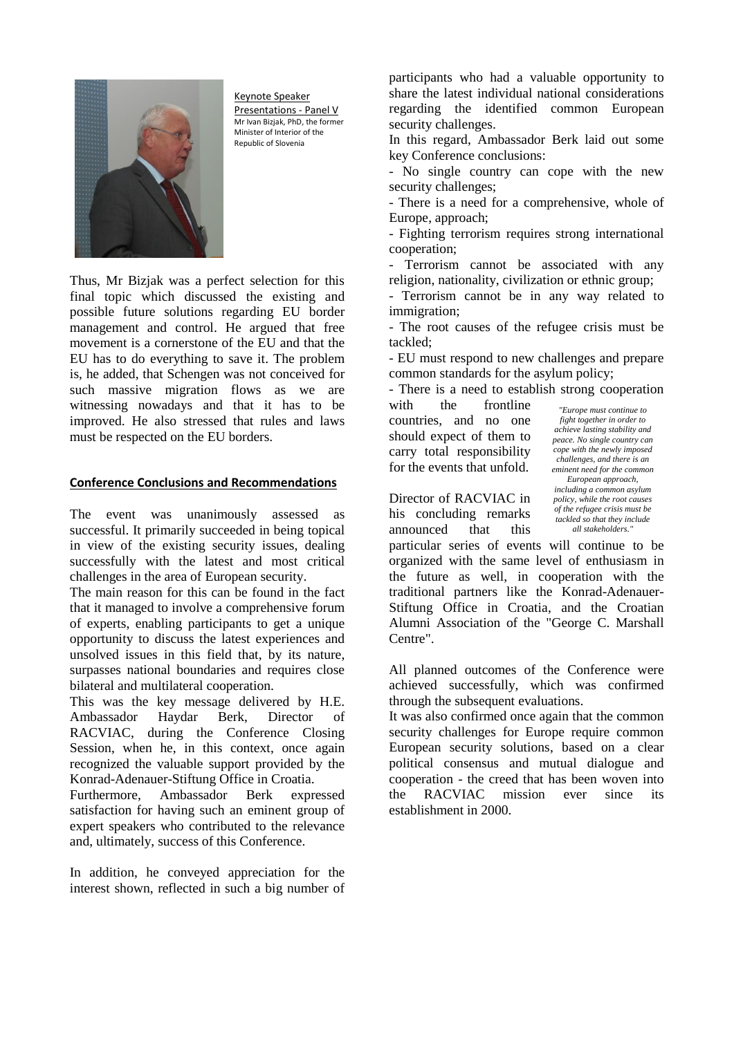Keynote Speaker Presentations - Panel V
Mr Ivan Bizjak, PhD, the former Minister of Interior of the Republic of Slovenia

Thus, Mr Bizjak was a perfect selection for this final topic which discussed the existing and possible future solutions regarding EU border management and control. He argued that free movement is a cornerstone of the EU and that the EU has to do everything to save it. The problem is, he added, that Schengen was not conceived for such massive migration flows as we are witnessing nowadays and that it has to be improved. He also stressed that rules and laws must be respected on the EU borders.

## Conference Conclusions and Recommendations

The event was unanimously assessed as successful. It primarily succeeded in being topical in view of the existing security issues, dealing successfully with the latest and most critical challenges in the area of European security.

The main reason for this can be found in the fact that it managed to involve a comprehensive forum of experts, enabling participants to get a unique opportunity to discuss the latest experiences and unsolved issues in this field that, by its nature, surpasses national boundaries and requires close bilateral and multilateral cooperation.

This was the key message delivered by H.E. Ambassador Haydar Berk, Director of RACVIAC, during the Conference Closing Session, when he, in this context, once again recognized the valuable support provided by the Konrad-Adenauer-Stiftung Office in Croatia.

Furthermore, Ambassador Berk expressed satisfaction for having such an eminent group of expert speakers who contributed to the relevance and, ultimately, success of this Conference.

In addition, he conveyed appreciation for the interest shown, reflected in such a big number of participants who had a valuable opportunity to share the latest individual national considerations regarding the identified common European security challenges.

In this regard, Ambassador Berk laid out some key Conference conclusions:

- No single country can cope with the new security challenges;
- There is a need for a comprehensive, whole of Europe, approach;
- Fighting terrorism requires strong international cooperation;
- Terrorism cannot be associated with any religion, nationality, civilization or ethnic group;
- Terrorism cannot be in any way related to immigration;
- The root causes of the refugee crisis must be tackled;
- EU must respond to new challenges and prepare common standards for the asylum policy;
- There is a need to establish strong cooperation with the frontline countries, and no one should expect of them to carry total responsibility for the events that unfold.

*"Europe must continue to fight together in order to achieve lasting stability and peace. No single country can cope with the newly imposed challenges, and there is an eminent need for the common European approach, including a common asylum policy, while the root causes of the refugee crisis must be tackled so that they include all stakeholders."*

Director of RACVIAC in his concluding remarks announced that this particular series of events will continue to be organized with the same level of enthusiasm in the future as well, in cooperation with the traditional partners like the Konrad-Adenauer-Stiftung Office in Croatia, and the Croatian Alumni Association of the "George C. Marshall Centre".

All planned outcomes of the Conference were achieved successfully, which was confirmed through the subsequent evaluations.

It was also confirmed once again that the common security challenges for Europe require common European security solutions, based on a clear political consensus and mutual dialogue and cooperation - the creed that has been woven into the RACVIAC mission ever since its establishment in 2000.